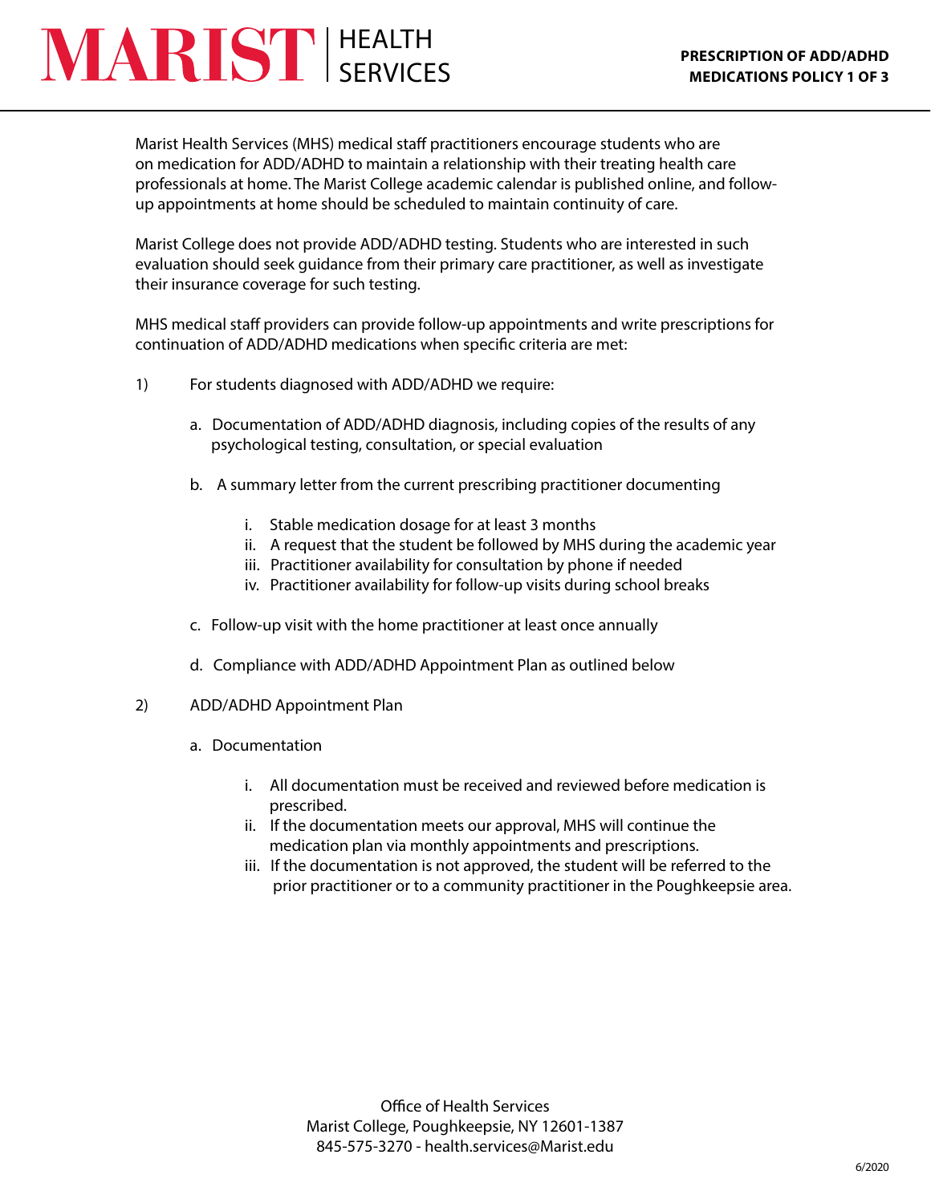# MARIST | HEALTH SERVICES

**PRESCRIPTION OF ADD/ADHD MEDICATIONS POLICY**

Marist Health Services (MHS) medical staff practitioners encourage students who are on medication for ADD/ADHD to maintain a relationship with their treating health care professionals at home. The Marist College academic calendar is published online, and follow-up appointments at home should be scheduled to maintain continuity of care.

Marist College does not provide ADD/ADHD testing. Students who are interested in such evaluation should seek guidance from their primary care practitioner, as well as investigate their insurance coverage for such testing.

MHS medical staff providers can provide follow-up appointments and write prescriptions for continuation of ADD/ADHD medications when specific criteria are met:

1) For students diagnosed with ADD/ADHD we require:

   a. Documentation of ADD/ADHD diagnosis, including copies of the results of any psychological testing, consultation, or special evaluation

   b. A summary letter from the current prescribing practitioner documenting

      i. Stable medication dosage for at least 3 months
      ii. A request that the student be followed by MHS during the academic year
      iii. Practitioner availability for consultation by phone if needed
      iv. Practitioner availability for follow-up visits during school breaks

   c. Follow-up visit with the home practitioner at least once annually

   d. Compliance with ADD/ADHD Appointment Plan as outlined below

2) ADD/ADHD Appointment Plan

   a. Documentation

      i. All documentation must be received and reviewed before medication is prescribed.
      ii. If the documentation meets our approval, MHS will continue the medication plan via monthly appointments and prescriptions.
      iii. If the documentation is not approved, the student will be referred to the prior practitioner or to a community practitioner in the Poughkeepsie area.

Office of Health Services
Marist College, Poughkeepsie, NY 12601-1387
845-575-3270 - health.services@Marist.edu

6/2020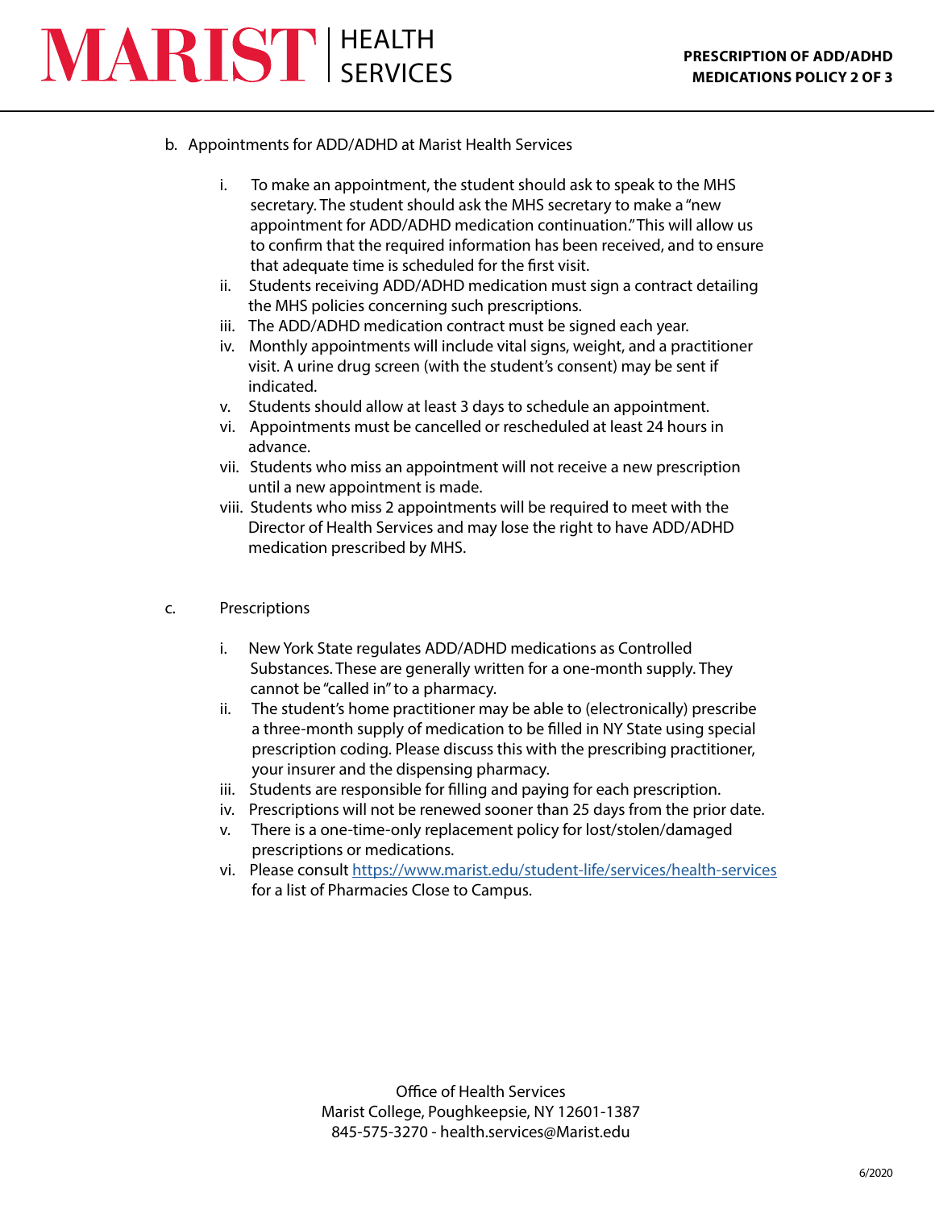b. Appointments for ADD/ADHD at Marist Health Services

   i. To make an appointment, the student should ask to speak to the MHS secretary. The student should ask the MHS secretary to make a "new appointment for ADD/ADHD medication continuation." This will allow us to confirm that the required information has been received, and to ensure that adequate time is scheduled for the first visit.
   ii. Students receiving ADD/ADHD medication must sign a contract detailing the MHS policies concerning such prescriptions.
   iii. The ADD/ADHD medication contract must be signed each year.
   iv. Monthly appointments will include vital signs, weight, and a practitioner visit. A urine drug screen (with the student's consent) may be sent if indicated.
   v. Students should allow at least 3 days to schedule an appointment.
   vi. Appointments must be cancelled or rescheduled at least 24 hours in advance.
   vii. Students who miss an appointment will not receive a new prescription until a new appointment is made.
   viii. Students who miss 2 appointments will be required to meet with the Director of Health Services and may lose the right to have ADD/ADHD medication prescribed by MHS.

c. Prescriptions

   i. New York State regulates ADD/ADHD medications as Controlled Substances. These are generally written for a one-month supply. They cannot be "called in" to a pharmacy.
   ii. The student's home practitioner may be able to (electronically) prescribe a three-month supply of medication to be filled in NY State using special prescription coding. Please discuss this with the prescribing practitioner, your insurer and the dispensing pharmacy.
   iii. Students are responsible for filling and paying for each prescription.
   iv. Prescriptions will not be renewed sooner than 25 days from the prior date.
   v. There is a one-time-only replacement policy for lost/stolen/damaged prescriptions or medications.
   vi. Please consult https://www.marist.edu/student-life/services/health-services for a list of Pharmacies Close to Campus.

Office of Health Services
Marist College, Poughkeepsie, NY 12601-1387
845-575-3270 - health.services@Marist.edu

6/2020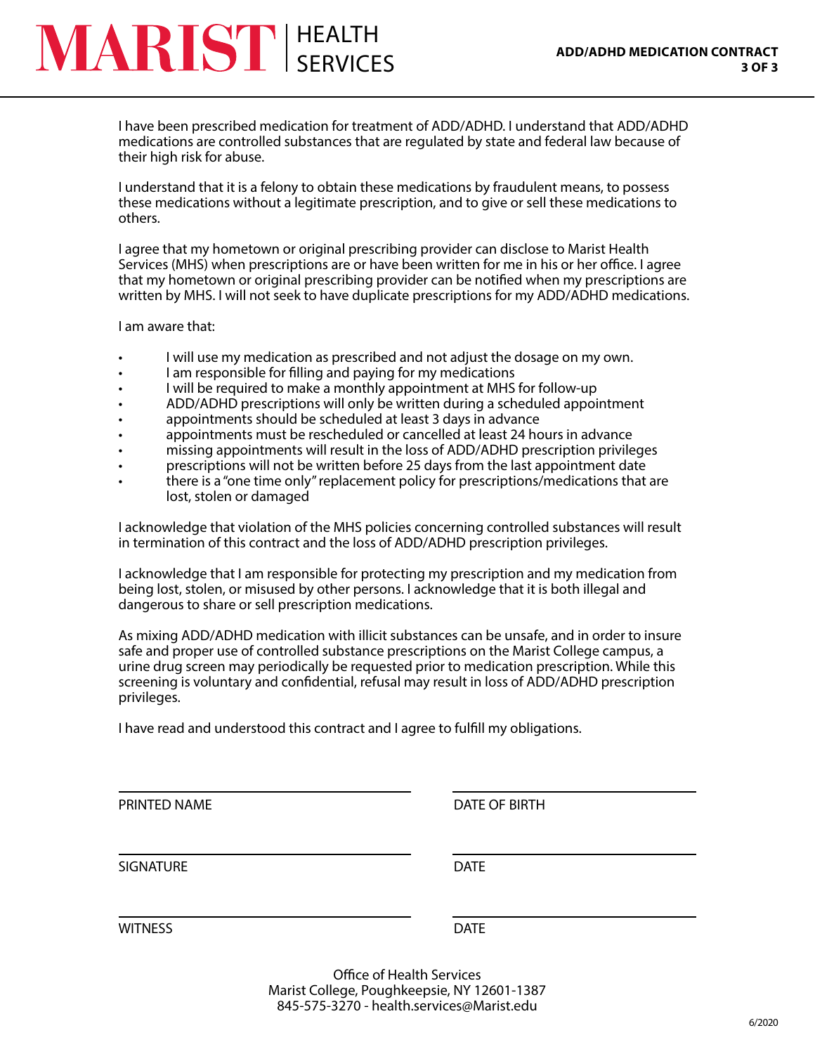# MARIST | HEALTH SERVICES

**ADD/ADHD MEDICATION CONTRACT**

I have been prescribed medication for treatment of ADD/ADHD. I understand that ADD/ADHD medications are controlled substances that are regulated by state and federal law because of their high risk for abuse.

I understand that it is a felony to obtain these medications by fraudulent means, to possess these medications without a legitimate prescription, and to give or sell these medications to others.

I agree that my hometown or original prescribing provider can disclose to Marist Health Services (MHS) when prescriptions are or have been written for me in his or her office. I agree that my hometown or original prescribing provider can be notified when my prescriptions are written by MHS. I will not seek to have duplicate prescriptions for my ADD/ADHD medications.

I am aware that:

- I will use my medication as prescribed and not adjust the dosage on my own.
- I am responsible for filling and paying for my medications
- I will be required to make a monthly appointment at MHS for follow-up
- ADD/ADHD prescriptions will only be written during a scheduled appointment
- appointments should be scheduled at least 3 days in advance
- appointments must be rescheduled or cancelled at least 24 hours in advance
- missing appointments will result in the loss of ADD/ADHD prescription privileges
- prescriptions will not be written before 25 days from the last appointment date
- there is a "one time only" replacement policy for prescriptions/medications that are lost, stolen or damaged

I acknowledge that violation of the MHS policies concerning controlled substances will result in termination of this contract and the loss of ADD/ADHD prescription privileges.

I acknowledge that I am responsible for protecting my prescription and my medication from being lost, stolen, or misused by other persons. I acknowledge that it is both illegal and dangerous to share or sell prescription medications.

As mixing ADD/ADHD medication with illicit substances can be unsafe, and in order to insure safe and proper use of controlled substance prescriptions on the Marist College campus, a urine drug screen may periodically be requested prior to medication prescription. While this screening is voluntary and confidential, refusal may result in loss of ADD/ADHD prescription privileges.

I have read and understood this contract and I agree to fulfill my obligations.

PRINTED NAME ______________________ DATE OF BIRTH ______________________

SIGNATURE ______________________ DATE ______________________

WITNESS ______________________ DATE ______________________

Office of Health Services
Marist College, Poughkeepsie, NY 12601-1387
845-575-3270 - health.services@Marist.edu

6/2020